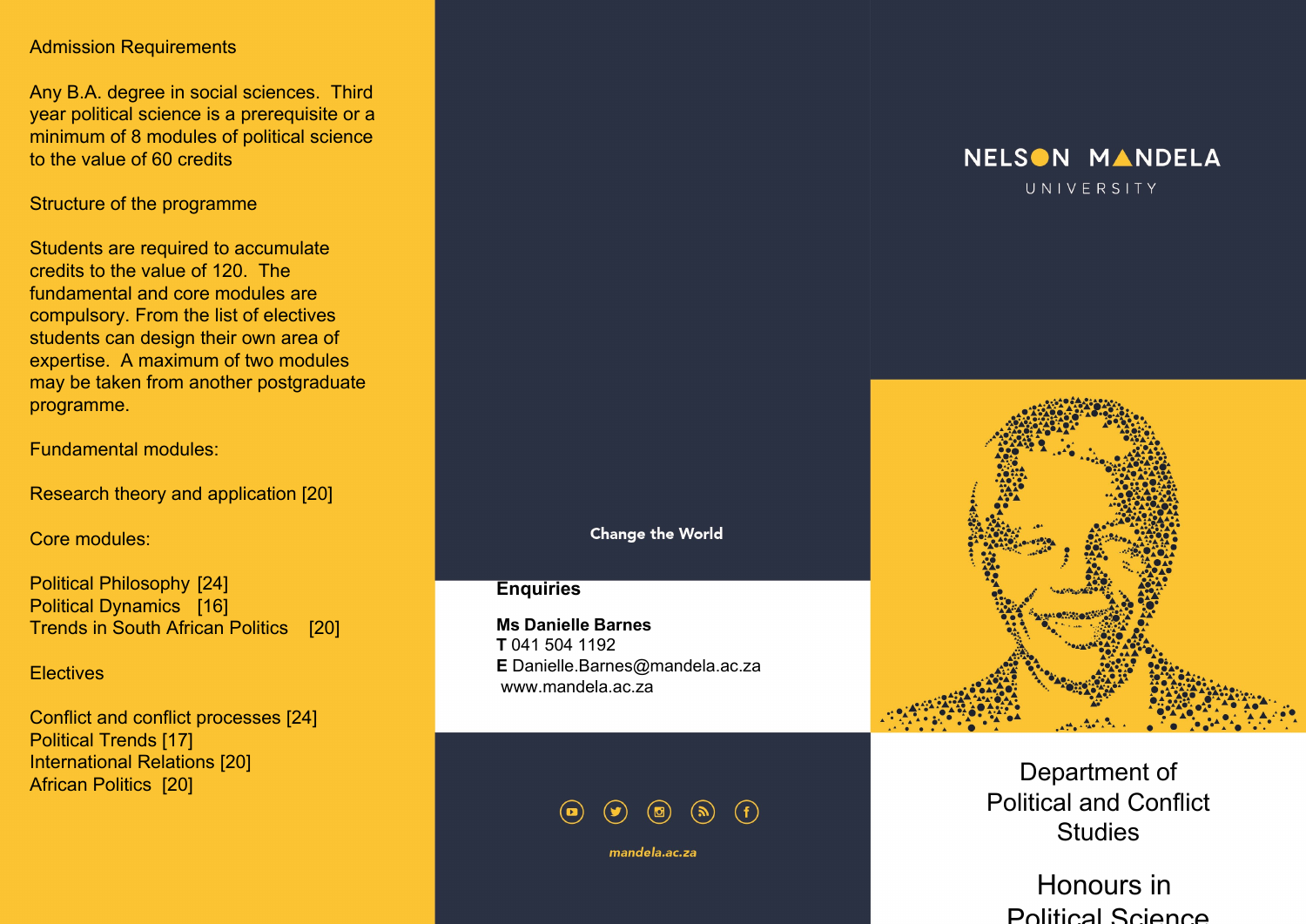## Admission Requirements

Any B.A. degree in social sciences. Third year political science is a prerequisite or a minimum of 8 modules of political science to the value of 60 credits

## Structure of the programme

Students are required to accumulate credits to the value of 120. The fundamental and core modules are compulsory. From the list of electives students can design their own area of expertise. A maximum of two modules may be taken from another postgraduate programme.

### Fundamental modules:

Research theory and application [20]

### Core modules:

Political Philosophy [24]
Political Dynamics [16]
Trends in South African Politics [20]

### Electives

Conflict and conflict processes [24]
Political Trends [17]
International Relations [20]
African Politics [20]

**Change the World**

## Enquiries

**Ms Danielle Barnes**
**T** 041 504 1192
**E** Danielle.Barnes@mandela.ac.za
www.mandela.ac.za

*mandela.ac.za*

NELSON MANDELA UNIVERSITY

# Department of Political and Conflict Studies

# Honours in Political Science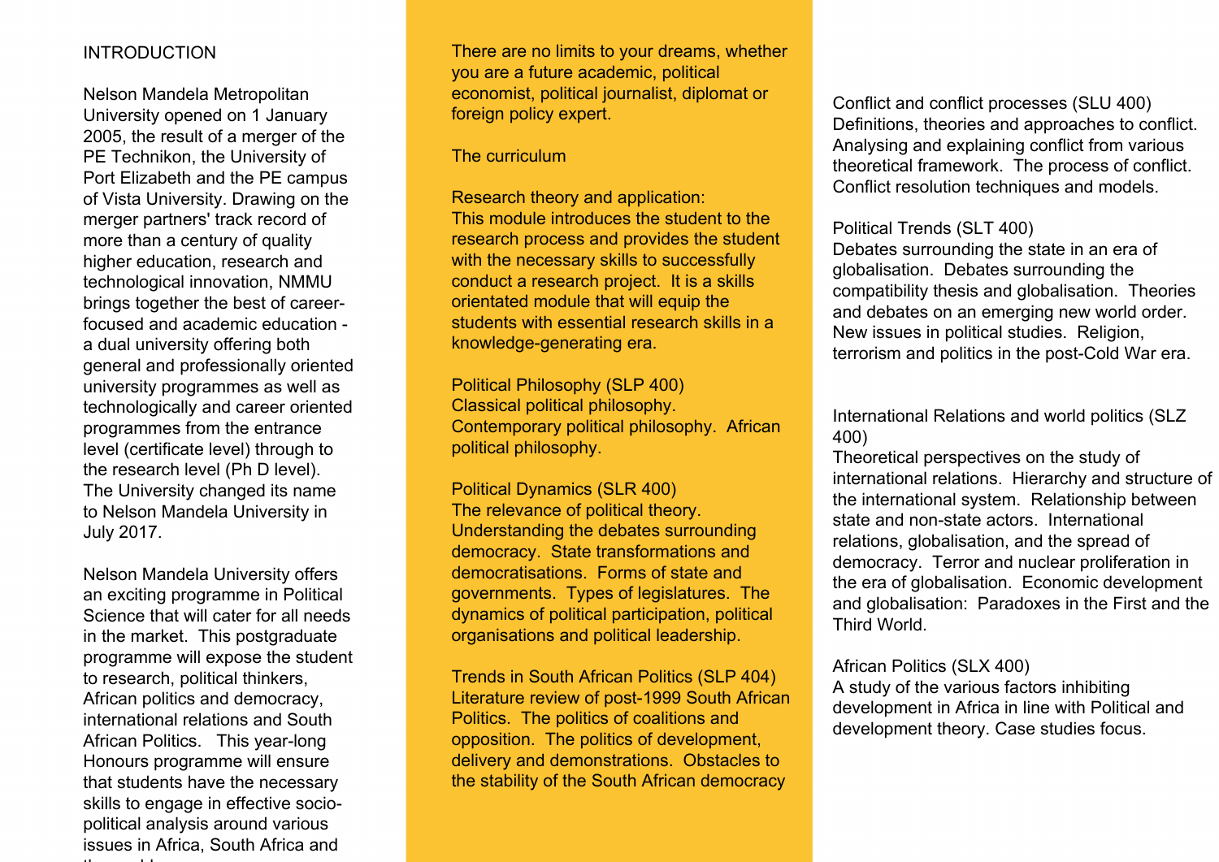## INTRODUCTION

Nelson Mandela Metropolitan University opened on 1 January 2005, the result of a merger of the PE Technikon, the University of Port Elizabeth and the PE campus of Vista University. Drawing on the merger partners' track record of more than a century of quality higher education, research and technological innovation, NMMU brings together the best of career-focused and academic education - a dual university offering both general and professionally oriented university programmes as well as technologically and career oriented programmes from the entrance level (certificate level) through to the research level (Ph D level). The University changed its name to Nelson Mandela University in July 2017.

Nelson Mandela University offers an exciting programme in Political Science that will cater for all needs in the market. This postgraduate programme will expose the student to research, political thinkers, African politics and democracy, international relations and South African Politics. This year-long Honours programme will ensure that students have the necessary skills to engage in effective socio-political analysis around various issues in Africa, South Africa and

There are no limits to your dreams, whether you are a future academic, political economist, political journalist, diplomat or foreign policy expert.

## The curriculum

**Research theory and application:**
This module introduces the student to the research process and provides the student with the necessary skills to successfully conduct a research project. It is a skills orientated module that will equip the students with essential research skills in a knowledge-generating era.

**Political Philosophy (SLP 400)**
Classical political philosophy. Contemporary political philosophy. African political philosophy.

**Political Dynamics (SLR 400)**
The relevance of political theory. Understanding the debates surrounding democracy. State transformations and democratisations. Forms of state and governments. Types of legislatures. The dynamics of political participation, political organisations and political leadership.

**Trends in South African Politics (SLP 404)**
Literature review of post-1999 South African Politics. The politics of coalitions and opposition. The politics of development, delivery and demonstrations. Obstacles to the stability of the South African democracy

**Conflict and conflict processes (SLU 400)**
Definitions, theories and approaches to conflict. Analysing and explaining conflict from various theoretical framework. The process of conflict. Conflict resolution techniques and models.

**Political Trends (SLT 400)**
Debates surrounding the state in an era of globalisation. Debates surrounding the compatibility thesis and globalisation. Theories and debates on an emerging new world order. New issues in political studies. Religion, terrorism and politics in the post-Cold War era.

**International Relations and world politics (SLZ 400)**
Theoretical perspectives on the study of international relations. Hierarchy and structure of the international system. Relationship between state and non-state actors. International relations, globalisation, and the spread of democracy. Terror and nuclear proliferation in the era of globalisation. Economic development and globalisation: Paradoxes in the First and the Third World.

**African Politics (SLX 400)**
A study of the various factors inhibiting development in Africa in line with Political and development theory. Case studies focus.